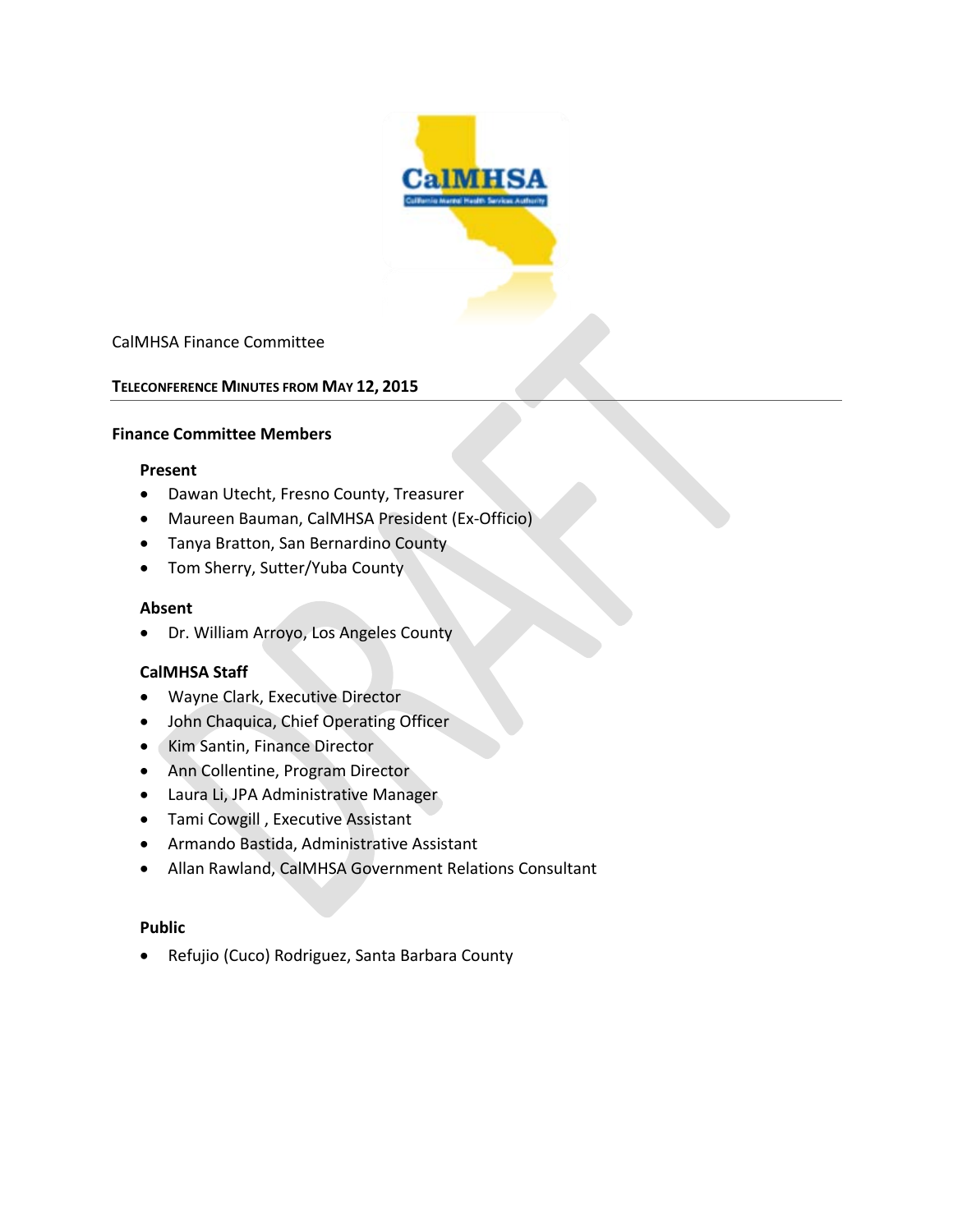CalMHSA Finance Committee

**TELECONFERENCE MINUTES FROM MAY 12, 2015**

---

**Finance Committee Members**

**Present**

- Dawan Utecht, Fresno County, Treasurer
- Maureen Bauman, CalMHSA President (Ex-Officio)
- Tanya Bratton, San Bernardino County
- Tom Sherry, Sutter/Yuba County

**Absent**

- Dr. William Arroyo, Los Angeles County

**CalMHSA Staff**

- Wayne Clark, Executive Director
- John Chaquica, Chief Operating Officer
- Kim Santin, Finance Director
- Ann Collentine, Program Director
- Laura Li, JPA Administrative Manager
- Tami Cowgill , Executive Assistant
- Armando Bastida, Administrative Assistant
- Allan Rawland, CalMHSA Government Relations Consultant

**Public**

- Refujio (Cuco) Rodriguez, Santa Barbara County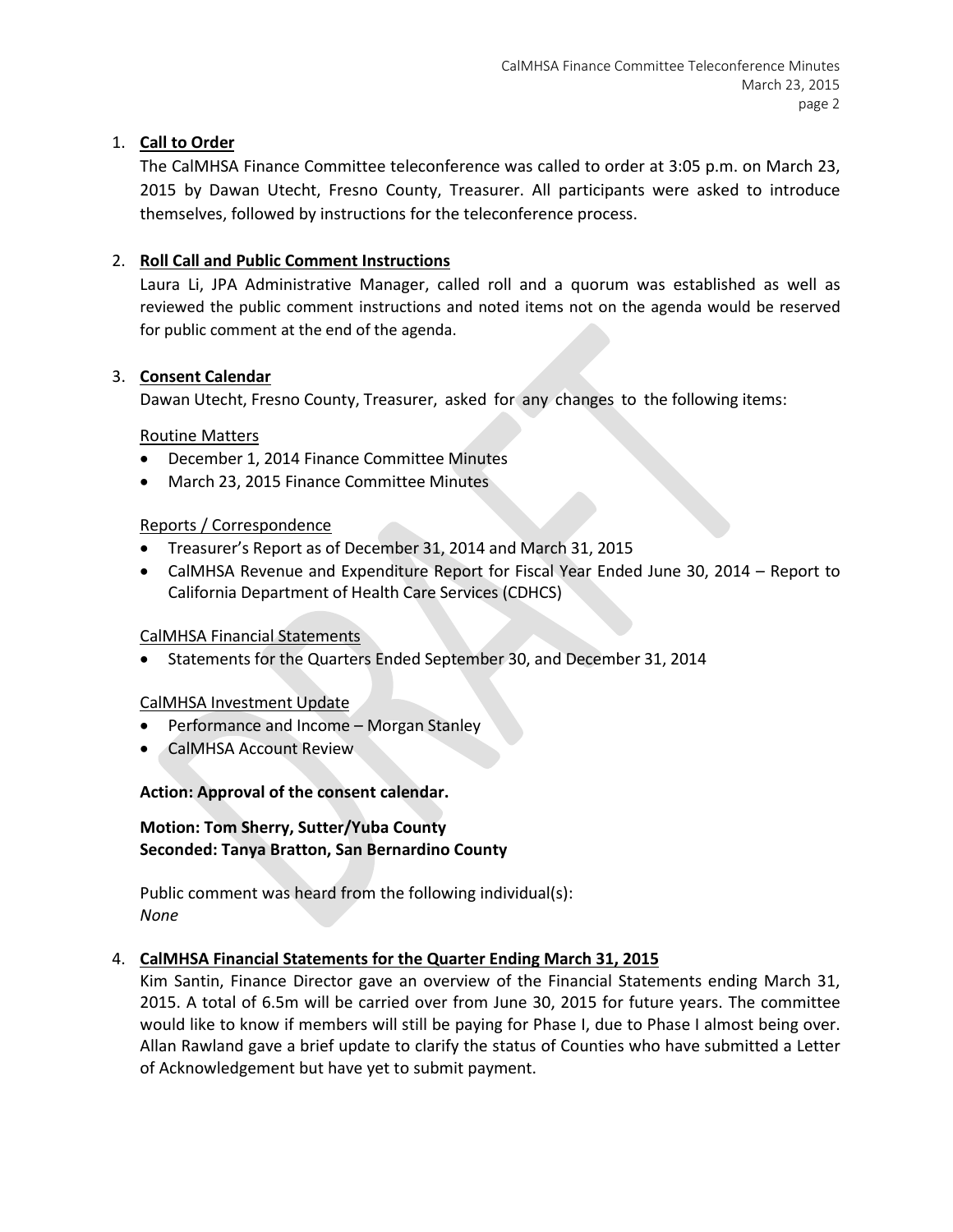1. **Call to Order**

   The CalMHSA Finance Committee teleconference was called to order at 3:05 p.m. on March 23, 2015 by Dawan Utecht, Fresno County, Treasurer. All participants were asked to introduce themselves, followed by instructions for the teleconference process.

2. **Roll Call and Public Comment Instructions**

   Laura Li, JPA Administrative Manager, called roll and a quorum was established as well as reviewed the public comment instructions and noted items not on the agenda would be reserved for public comment at the end of the agenda.

3. **Consent Calendar**

   Dawan Utecht, Fresno County, Treasurer, asked for any changes to the following items:

   Routine Matters

   - December 1, 2014 Finance Committee Minutes
   - March 23, 2015 Finance Committee Minutes

   Reports / Correspondence

   - Treasurer's Report as of December 31, 2014 and March 31, 2015
   - CalMHSA Revenue and Expenditure Report for Fiscal Year Ended June 30, 2014 – Report to California Department of Health Care Services (CDHCS)

   CalMHSA Financial Statements

   - Statements for the Quarters Ended September 30, and December 31, 2014

   CalMHSA Investment Update

   - Performance and Income – Morgan Stanley
   - CalMHSA Account Review

   **Action: Approval of the consent calendar.**

   **Motion: Tom Sherry, Sutter/Yuba County**
   **Seconded: Tanya Bratton, San Bernardino County**

   Public comment was heard from the following individual(s):
   *None*

4. **CalMHSA Financial Statements for the Quarter Ending March 31, 2015**

   Kim Santin, Finance Director gave an overview of the Financial Statements ending March 31, 2015. A total of 6.5m will be carried over from June 30, 2015 for future years. The committee would like to know if members will still be paying for Phase I, due to Phase I almost being over. Allan Rawland gave a brief update to clarify the status of Counties who have submitted a Letter of Acknowledgement but have yet to submit payment.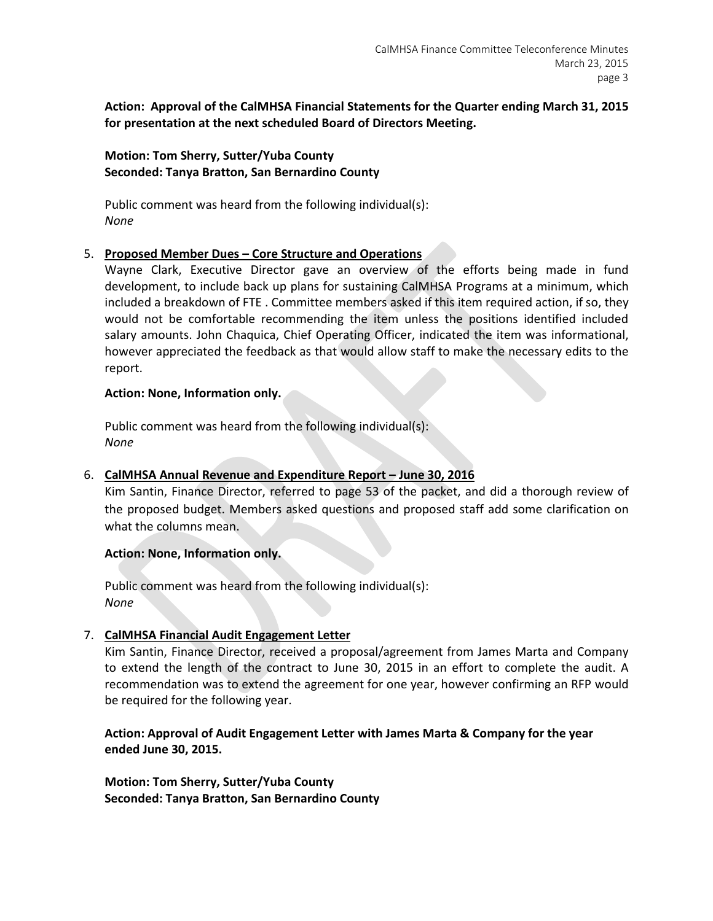**Action: Approval of the CalMHSA Financial Statements for the Quarter ending March 31, 2015 for presentation at the next scheduled Board of Directors Meeting.**

**Motion: Tom Sherry, Sutter/Yuba County**
**Seconded: Tanya Bratton, San Bernardino County**

Public comment was heard from the following individual(s):
*None*

5. **Proposed Member Dues – Core Structure and Operations**

   Wayne Clark, Executive Director gave an overview of the efforts being made in fund development, to include back up plans for sustaining CalMHSA Programs at a minimum, which included a breakdown of FTE . Committee members asked if this item required action, if so, they would not be comfortable recommending the item unless the positions identified included salary amounts. John Chaquica, Chief Operating Officer, indicated the item was informational, however appreciated the feedback as that would allow staff to make the necessary edits to the report.

   **Action: None, Information only.**

   Public comment was heard from the following individual(s):
   *None*

6. **CalMHSA Annual Revenue and Expenditure Report – June 30, 2016**

   Kim Santin, Finance Director, referred to page 53 of the packet, and did a thorough review of the proposed budget. Members asked questions and proposed staff add some clarification on what the columns mean.

   **Action: None, Information only.**

   Public comment was heard from the following individual(s):
   *None*

7. **CalMHSA Financial Audit Engagement Letter**

   Kim Santin, Finance Director, received a proposal/agreement from James Marta and Company to extend the length of the contract to June 30, 2015 in an effort to complete the audit. A recommendation was to extend the agreement for one year, however confirming an RFP would be required for the following year.

   **Action: Approval of Audit Engagement Letter with James Marta & Company for the year ended June 30, 2015.**

   **Motion: Tom Sherry, Sutter/Yuba County**
   **Seconded: Tanya Bratton, San Bernardino County**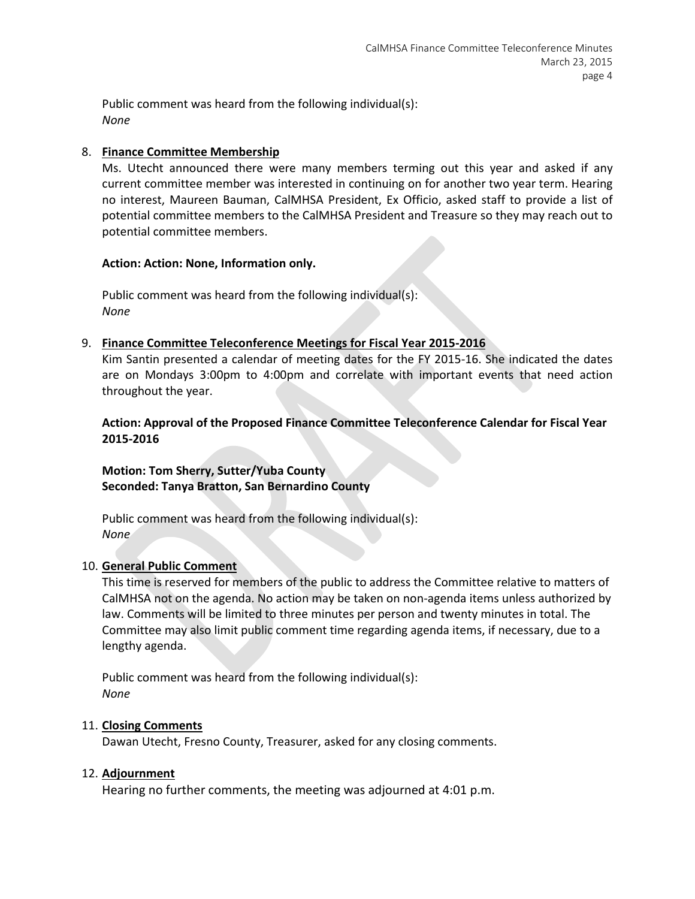Public comment was heard from the following individual(s):
*None*

8. **Finance Committee Membership**

   Ms. Utecht announced there were many members terming out this year and asked if any current committee member was interested in continuing on for another two year term. Hearing no interest, Maureen Bauman, CalMHSA President, Ex Officio, asked staff to provide a list of potential committee members to the CalMHSA President and Treasure so they may reach out to potential committee members.

   **Action: Action: None, Information only.**

   Public comment was heard from the following individual(s):
   *None*

9. **Finance Committee Teleconference Meetings for Fiscal Year 2015-2016**

   Kim Santin presented a calendar of meeting dates for the FY 2015-16. She indicated the dates are on Mondays 3:00pm to 4:00pm and correlate with important events that need action throughout the year.

   **Action: Approval of the Proposed Finance Committee Teleconference Calendar for Fiscal Year 2015-2016**

   **Motion: Tom Sherry, Sutter/Yuba County**
   **Seconded: Tanya Bratton, San Bernardino County**

   Public comment was heard from the following individual(s):
   *None*

10. **General Public Comment**

    This time is reserved for members of the public to address the Committee relative to matters of CalMHSA not on the agenda. No action may be taken on non-agenda items unless authorized by law. Comments will be limited to three minutes per person and twenty minutes in total. The Committee may also limit public comment time regarding agenda items, if necessary, due to a lengthy agenda.

    Public comment was heard from the following individual(s):
    *None*

11. **Closing Comments**

    Dawan Utecht, Fresno County, Treasurer, asked for any closing comments.

12. **Adjournment**

    Hearing no further comments, the meeting was adjourned at 4:01 p.m.